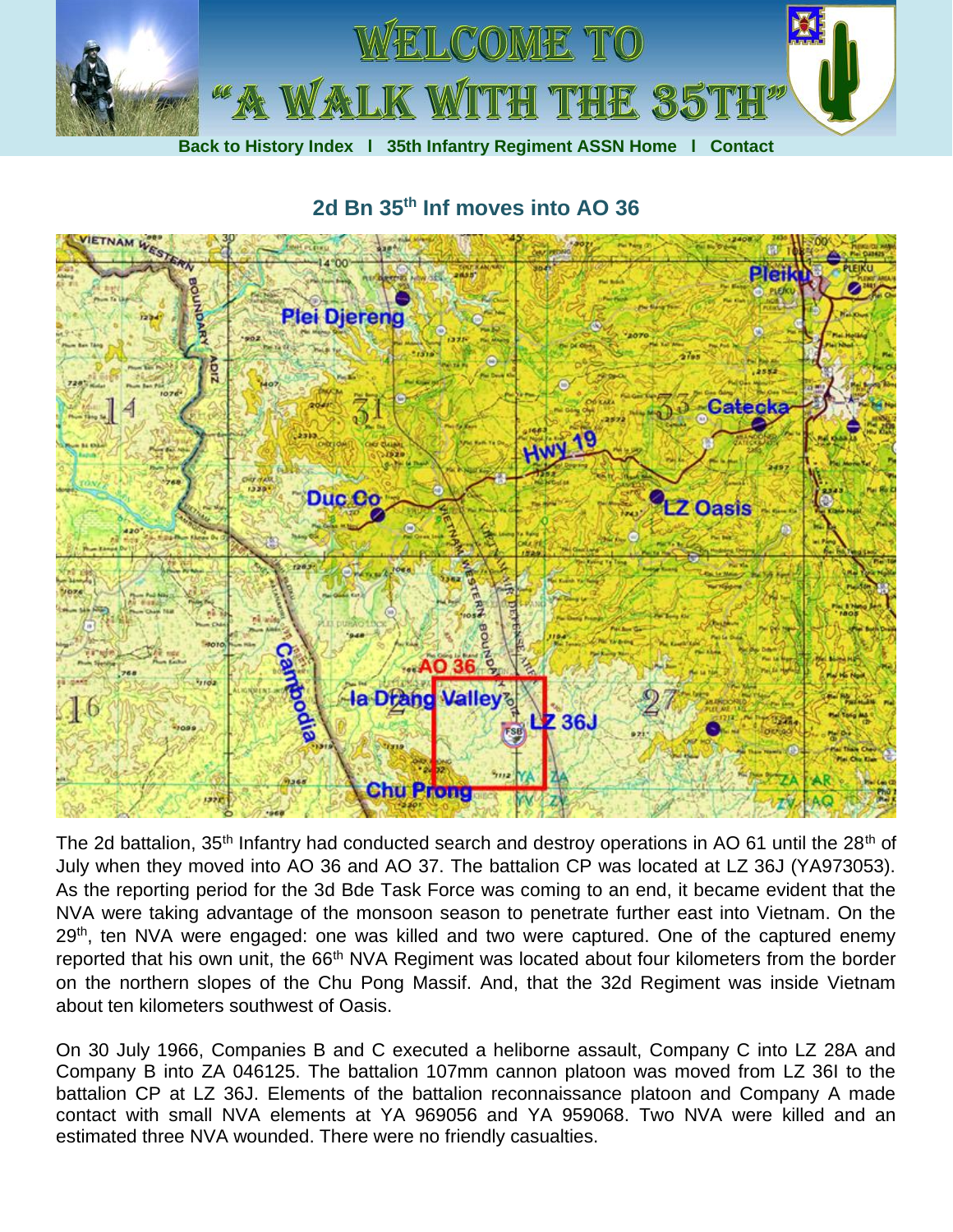# WELCOME TO "A WALK WITH THE 35TH"

Back to History Index | 35th Infantry Regiment ASSN Home | Contact

## 2d Bn 35th Inf moves into AO 36

The 2d battalion, 35th Infantry had conducted search and destroy operations in AO 61 until the 28th of July when they moved into AO 36 and AO 37. The battalion CP was located at LZ 36J (YA973053). As the reporting period for the 3d Bde Task Force was coming to an end, it became evident that the NVA were taking advantage of the monsoon season to penetrate further east into Vietnam. On the 29th, ten NVA were engaged: one was killed and two were captured. One of the captured enemy reported that his own unit, the 66th NVA Regiment was located about four kilometers from the border on the northern slopes of the Chu Pong Massif. And, that the 32d Regiment was inside Vietnam about ten kilometers southwest of Oasis.

On 30 July 1966, Companies B and C executed a heliborne assault, Company C into LZ 28A and Company B into ZA 046125. The battalion 107mm cannon platoon was moved from LZ 36I to the battalion CP at LZ 36J. Elements of the battalion reconnaissance platoon and Company A made contact with small NVA elements at YA 969056 and YA 959068. Two NVA were killed and an estimated three NVA wounded. There were no friendly casualties.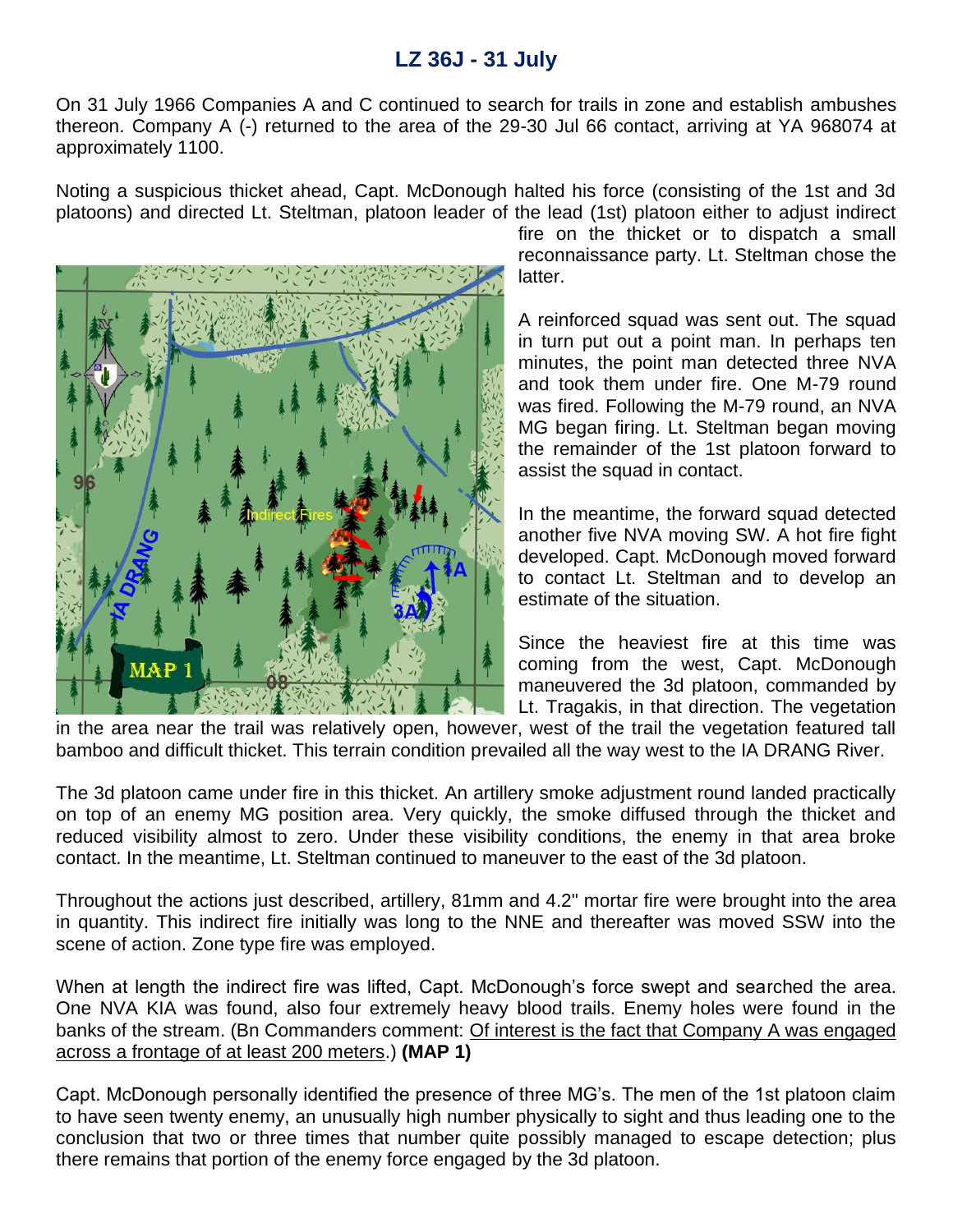## LZ 36J - 31 July

On 31 July 1966 Companies A and C continued to search for trails in zone and establish ambushes thereon. Company A (-) returned to the area of the 29-30 Jul 66 contact, arriving at YA 968074 at approximately 1100.

Noting a suspicious thicket ahead, Capt. McDonough halted his force (consisting of the 1st and 3d platoons) and directed Lt. Steltman, platoon leader of the lead (1st) platoon either to adjust indirect fire on the thicket or to dispatch a small reconnaissance party. Lt. Steltman chose the latter.

A reinforced squad was sent out. The squad in turn put out a point man. In perhaps ten minutes, the point man detected three NVA and took them under fire. One M-79 round was fired. Following the M-79 round, an NVA MG began firing. Lt. Steltman began moving the remainder of the 1st platoon forward to assist the squad in contact.

In the meantime, the forward squad detected another five NVA moving SW. A hot fire fight developed. Capt. McDonough moved forward to contact Lt. Steltman and to develop an estimate of the situation.

Since the heaviest fire at this time was coming from the west, Capt. McDonough maneuvered the 3d platoon, commanded by Lt. Tragakis, in that direction. The vegetation in the area near the trail was relatively open, however, west of the trail the vegetation featured tall bamboo and difficult thicket. This terrain condition prevailed all the way west to the IA DRANG River.

The 3d platoon came under fire in this thicket. An artillery smoke adjustment round landed practically on top of an enemy MG position area. Very quickly, the smoke diffused through the thicket and reduced visibility almost to zero. Under these visibility conditions, the enemy in that area broke contact. In the meantime, Lt. Steltman continued to maneuver to the east of the 3d platoon.

Throughout the actions just described, artillery, 81mm and 4.2" mortar fire were brought into the area in quantity. This indirect fire initially was long to the NNE and thereafter was moved SSW into the scene of action. Zone type fire was employed.

When at length the indirect fire was lifted, Capt. McDonough's force swept and searched the area. One NVA KIA was found, also four extremely heavy blood trails. Enemy holes were found in the banks of the stream. (Bn Commanders comment: Of interest is the fact that Company A was engaged across a frontage of at least 200 meters.) **(MAP 1)**

Capt. McDonough personally identified the presence of three MG's. The men of the 1st platoon claim to have seen twenty enemy, an unusually high number physically to sight and thus leading one to the conclusion that two or three times that number quite possibly managed to escape detection; plus there remains that portion of the enemy force engaged by the 3d platoon.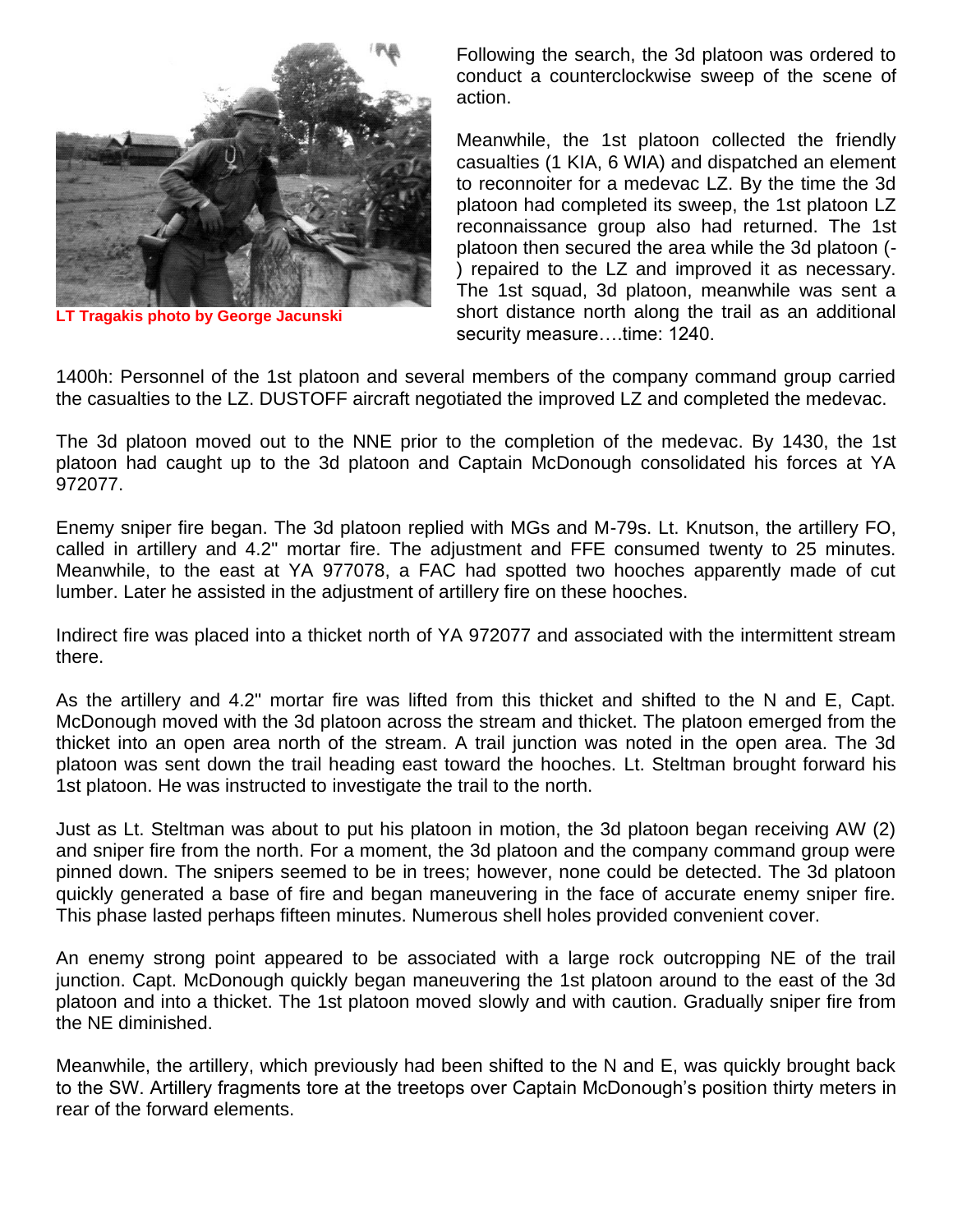LT Tragakis photo by George Jacunski

Following the search, the 3d platoon was ordered to conduct a counterclockwise sweep of the scene of action.

Meanwhile, the 1st platoon collected the friendly casualties (1 KIA, 6 WIA) and dispatched an element to reconnoiter for a medevac LZ. By the time the 3d platoon had completed its sweep, the 1st platoon LZ reconnaissance group also had returned. The 1st platoon then secured the area while the 3d platoon (-) repaired to the LZ and improved it as necessary. The 1st squad, 3d platoon, meanwhile was sent a short distance north along the trail as an additional security measure….time: 1240.

1400h: Personnel of the 1st platoon and several members of the company command group carried the casualties to the LZ. DUSTOFF aircraft negotiated the improved LZ and completed the medevac.

The 3d platoon moved out to the NNE prior to the completion of the medevac. By 1430, the 1st platoon had caught up to the 3d platoon and Captain McDonough consolidated his forces at YA 972077.

Enemy sniper fire began. The 3d platoon replied with MGs and M-79s. Lt. Knutson, the artillery FO, called in artillery and 4.2" mortar fire. The adjustment and FFE consumed twenty to 25 minutes. Meanwhile, to the east at YA 977078, a FAC had spotted two hooches apparently made of cut lumber. Later he assisted in the adjustment of artillery fire on these hooches.

Indirect fire was placed into a thicket north of YA 972077 and associated with the intermittent stream there.

As the artillery and 4.2" mortar fire was lifted from this thicket and shifted to the N and E, Capt. McDonough moved with the 3d platoon across the stream and thicket. The platoon emerged from the thicket into an open area north of the stream. A trail junction was noted in the open area. The 3d platoon was sent down the trail heading east toward the hooches. Lt. Steltman brought forward his 1st platoon. He was instructed to investigate the trail to the north.

Just as Lt. Steltman was about to put his platoon in motion, the 3d platoon began receiving AW (2) and sniper fire from the north. For a moment, the 3d platoon and the company command group were pinned down. The snipers seemed to be in trees; however, none could be detected. The 3d platoon quickly generated a base of fire and began maneuvering in the face of accurate enemy sniper fire. This phase lasted perhaps fifteen minutes. Numerous shell holes provided convenient cover.

An enemy strong point appeared to be associated with a large rock outcropping NE of the trail junction. Capt. McDonough quickly began maneuvering the 1st platoon around to the east of the 3d platoon and into a thicket. The 1st platoon moved slowly and with caution. Gradually sniper fire from the NE diminished.

Meanwhile, the artillery, which previously had been shifted to the N and E, was quickly brought back to the SW. Artillery fragments tore at the treetops over Captain McDonough's position thirty meters in rear of the forward elements.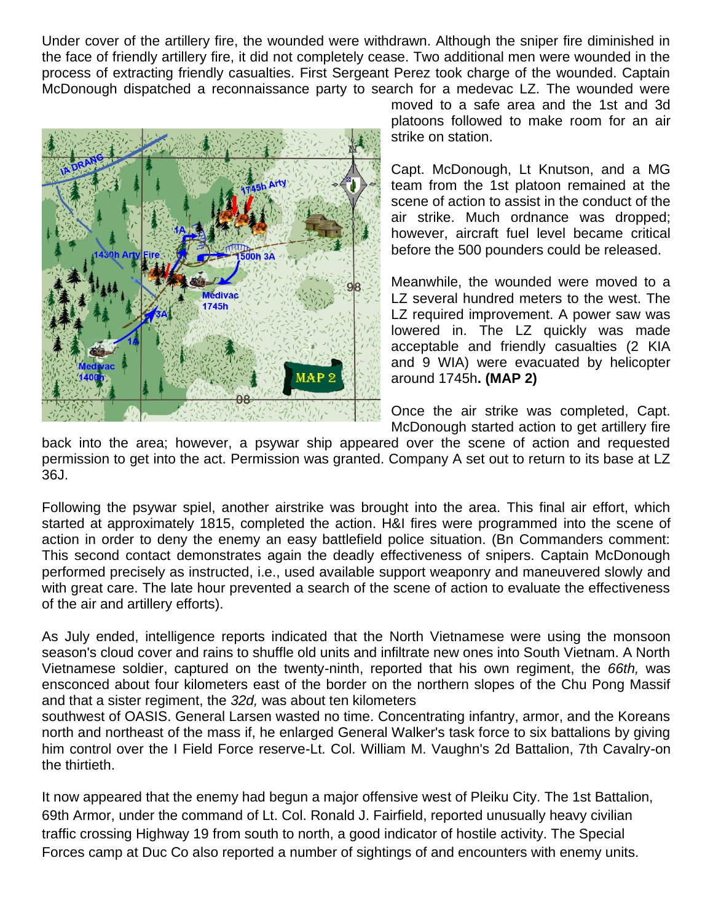Under cover of the artillery fire, the wounded were withdrawn. Although the sniper fire diminished in the face of friendly artillery fire, it did not completely cease. Two additional men were wounded in the process of extracting friendly casualties. First Sergeant Perez took charge of the wounded. Captain McDonough dispatched a reconnaissance party to search for a medevac LZ. The wounded were moved to a safe area and the 1st and 3d platoons followed to make room for an air strike on station.

IA DRANG

1745h Arty

1A

1430h Arty Fire

1500h 3A

Medivac
1745h

98

3A

1A

Medivac
1400h

MAP 2

08

Capt. McDonough, Lt Knutson, and a MG team from the 1st platoon remained at the scene of action to assist in the conduct of the air strike. Much ordnance was dropped; however, aircraft fuel level became critical before the 500 pounders could be released.

Meanwhile, the wounded were moved to a LZ several hundred meters to the west. The LZ required improvement. A power saw was lowered in. The LZ quickly was made acceptable and friendly casualties (2 KIA and 9 WIA) were evacuated by helicopter around 1745h**. (MAP 2)**

Once the air strike was completed, Capt. McDonough started action to get artillery fire back into the area; however, a psywar ship appeared over the scene of action and requested permission to get into the act. Permission was granted. Company A set out to return to its base at LZ 36J.

Following the psywar spiel, another airstrike was brought into the area. This final air effort, which started at approximately 1815, completed the action. H&I fires were programmed into the scene of action in order to deny the enemy an easy battlefield police situation. (Bn Commanders comment: This second contact demonstrates again the deadly effectiveness of snipers. Captain McDonough performed precisely as instructed, i.e., used available support weaponry and maneuvered slowly and with great care. The late hour prevented a search of the scene of action to evaluate the effectiveness of the air and artillery efforts).

As July ended, intelligence reports indicated that the North Vietnamese were using the monsoon season's cloud cover and rains to shuffle old units and infiltrate new ones into South Vietnam. A North Vietnamese soldier, captured on the twenty-ninth, reported that his own regiment, the *66th,* was ensconced about four kilometers east of the border on the northern slopes of the Chu Pong Massif and that a sister regiment, the *32d,* was about ten kilometers southwest of OASIS. General Larsen wasted no time. Concentrating infantry, armor, and the Koreans north and northeast of the mass if, he enlarged General Walker's task force to six battalions by giving him control over the I Field Force reserve-Lt. Col. William M. Vaughn's 2d Battalion, 7th Cavalry-on the thirtieth.

It now appeared that the enemy had begun a major offensive west of Pleiku City. The 1st Battalion, 69th Armor, under the command of Lt. Col. Ronald J. Fairfield, reported unusually heavy civilian traffic crossing Highway 19 from south to north, a good indicator of hostile activity. The Special Forces camp at Duc Co also reported a number of sightings of and encounters with enemy units.